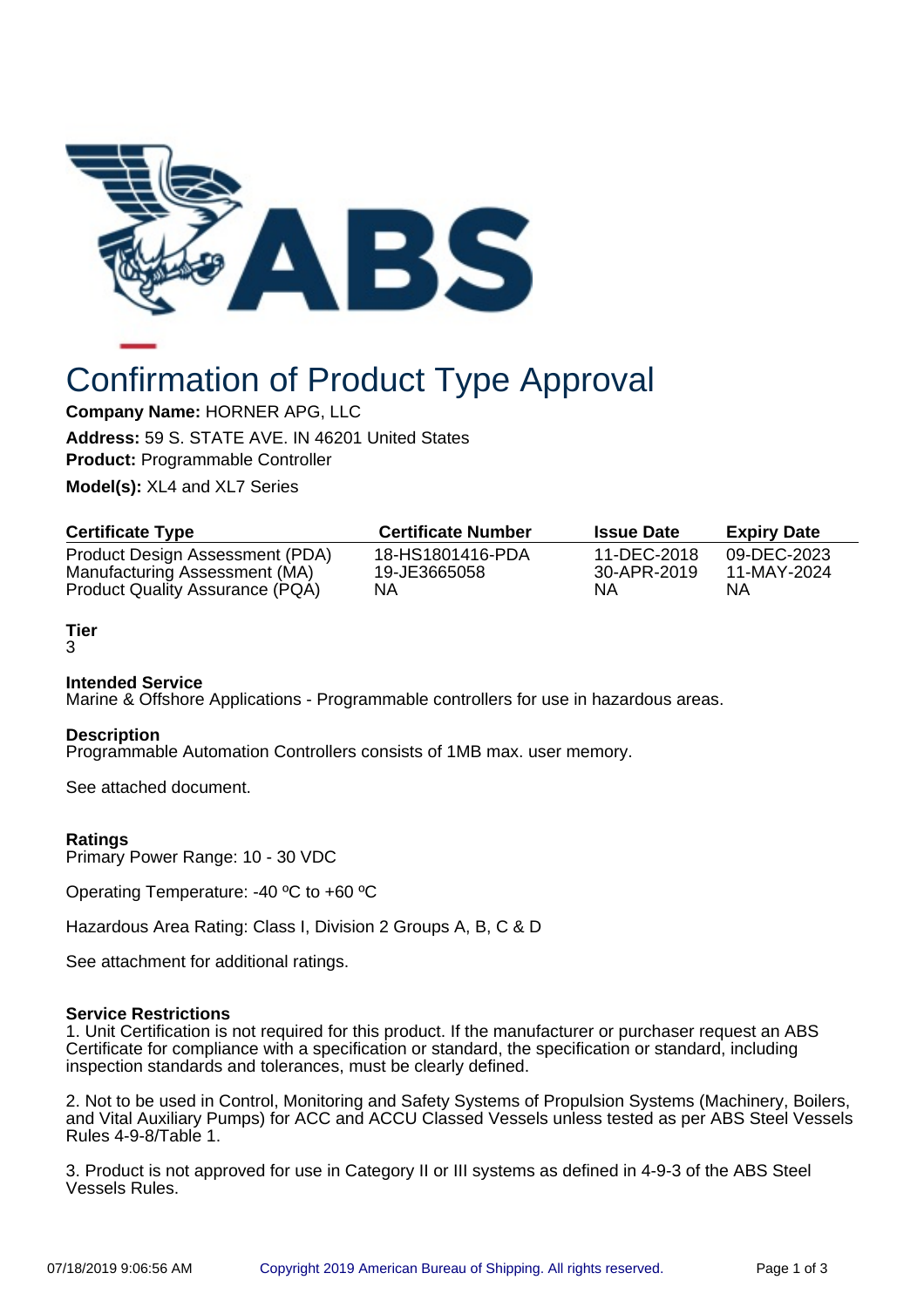# Confirmation of Product Type Approval

**Company Name:** HORNER APG, LLC

**Address:** 59 S. STATE AVE. IN 46201 United States

**Product:** Programmable Controller

**Model(s):** XL4 and XL7 Series

| Certificate Type | Certificate Number | Issue Date | Expiry Date |
|---|---|---|---|
| Product Design Assessment (PDA) | 18-HS1801416-PDA | 11-DEC-2018 | 09-DEC-2023 |
| Manufacturing Assessment (MA) | 19-JE3665058 | 30-APR-2019 | 11-MAY-2024 |
| Product Quality Assurance (PQA) | NA | NA | NA |

**Tier**

3

**Intended Service**

Marine & Offshore Applications - Programmable controllers for use in hazardous areas.

**Description**

Programmable Automation Controllers consists of 1MB max. user memory.

See attached document.

**Ratings**

Primary Power Range: 10 - 30 VDC

Operating Temperature: -40 ºC to +60 ºC

Hazardous Area Rating: Class I, Division 2 Groups A, B, C & D

See attachment for additional ratings.

**Service Restrictions**

1. Unit Certification is not required for this product. If the manufacturer or purchaser request an ABS Certificate for compliance with a specification or standard, the specification or standard, including inspection standards and tolerances, must be clearly defined.

2. Not to be used in Control, Monitoring and Safety Systems of Propulsion Systems (Machinery, Boilers, and Vital Auxiliary Pumps) for ACC and ACCU Classed Vessels unless tested as per ABS Steel Vessels Rules 4-9-8/Table 1.

3. Product is not approved for use in Category II or III systems as defined in 4-9-3 of the ABS Steel Vessels Rules.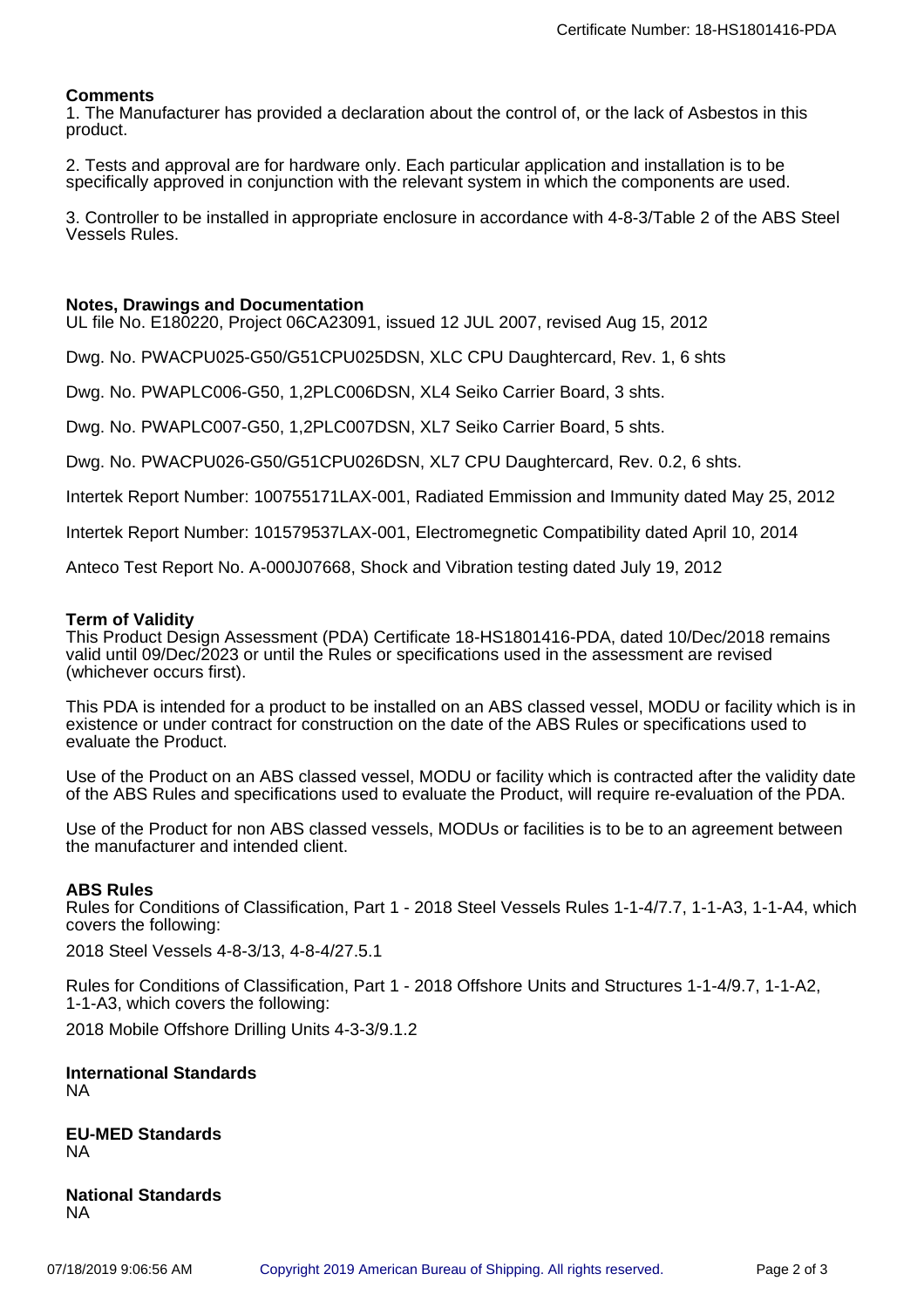## Comments

1. The Manufacturer has provided a declaration about the control of, or the lack of Asbestos in this product.

2. Tests and approval are for hardware only. Each particular application and installation is to be specifically approved in conjunction with the relevant system in which the components are used.

3. Controller to be installed in appropriate enclosure in accordance with 4-8-3/Table 2 of the ABS Steel Vessels Rules.

## Notes, Drawings and Documentation

UL file No. E180220, Project 06CA23091, issued 12 JUL 2007, revised Aug 15, 2012

Dwg. No. PWACPU025-G50/G51CPU025DSN, XLC CPU Daughtercard, Rev. 1, 6 shts

Dwg. No. PWAPLC006-G50, 1,2PLC006DSN, XL4 Seiko Carrier Board, 3 shts.

Dwg. No. PWAPLC007-G50, 1,2PLC007DSN, XL7 Seiko Carrier Board, 5 shts.

Dwg. No. PWACPU026-G50/G51CPU026DSN, XL7 CPU Daughtercard, Rev. 0.2, 6 shts.

Intertek Report Number: 100755171LAX-001, Radiated Emmission and Immunity dated May 25, 2012

Intertek Report Number: 101579537LAX-001, Electromegnetic Compatibility dated April 10, 2014

Anteco Test Report No. A-000J07668, Shock and Vibration testing dated July 19, 2012

## Term of Validity

This Product Design Assessment (PDA) Certificate 18-HS1801416-PDA, dated 10/Dec/2018 remains valid until 09/Dec/2023 or until the Rules or specifications used in the assessment are revised (whichever occurs first).

This PDA is intended for a product to be installed on an ABS classed vessel, MODU or facility which is in existence or under contract for construction on the date of the ABS Rules or specifications used to evaluate the Product.

Use of the Product on an ABS classed vessel, MODU or facility which is contracted after the validity date of the ABS Rules and specifications used to evaluate the Product, will require re-evaluation of the PDA.

Use of the Product for non ABS classed vessels, MODUs or facilities is to be to an agreement between the manufacturer and intended client.

## ABS Rules

Rules for Conditions of Classification, Part 1 - 2018 Steel Vessels Rules 1-1-4/7.7, 1-1-A3, 1-1-A4, which covers the following:

2018 Steel Vessels 4-8-3/13, 4-8-4/27.5.1

Rules for Conditions of Classification, Part 1 - 2018 Offshore Units and Structures 1-1-4/9.7, 1-1-A2, 1-1-A3, which covers the following:

2018 Mobile Offshore Drilling Units 4-3-3/9.1.2

## International Standards

NA

## EU-MED Standards

NA

## National Standards

NA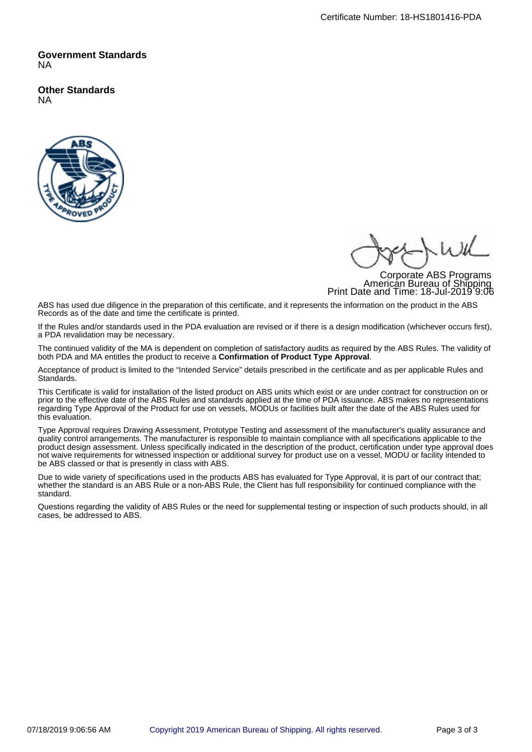Certificate Number: 18-HS1801416-PDA

**Government Standards**
NA

**Other Standards**
NA

Corporate ABS Programs
American Bureau of Shipping
Print Date and Time: 18-Jul-2019 9:06

ABS has used due diligence in the preparation of this certificate, and it represents the information on the product in the ABS Records as of the date and time the certificate is printed.

If the Rules and/or standards used in the PDA evaluation are revised or if there is a design modification (whichever occurs first), a PDA revalidation may be necessary.

The continued validity of the MA is dependent on completion of satisfactory audits as required by the ABS Rules. The validity of both PDA and MA entitles the product to receive a **Confirmation of Product Type Approval**.

Acceptance of product is limited to the "Intended Service" details prescribed in the certificate and as per applicable Rules and Standards.

This Certificate is valid for installation of the listed product on ABS units which exist or are under contract for construction on or prior to the effective date of the ABS Rules and standards applied at the time of PDA issuance. ABS makes no representations regarding Type Approval of the Product for use on vessels, MODUs or facilities built after the date of the ABS Rules used for this evaluation.

Type Approval requires Drawing Assessment, Prototype Testing and assessment of the manufacturer's quality assurance and quality control arrangements. The manufacturer is responsible to maintain compliance with all specifications applicable to the product design assessment. Unless specifically indicated in the description of the product, certification under type approval does not waive requirements for witnessed inspection or additional survey for product use on a vessel, MODU or facility intended to be ABS classed or that is presently in class with ABS.

Due to wide variety of specifications used in the products ABS has evaluated for Type Approval, it is part of our contract that; whether the standard is an ABS Rule or a non-ABS Rule, the Client has full responsibility for continued compliance with the standard.

Questions regarding the validity of ABS Rules or the need for supplemental testing or inspection of such products should, in all cases, be addressed to ABS.

07/18/2019 9:06:56 AM Copyright 2019 American Bureau of Shipping. All rights reserved.